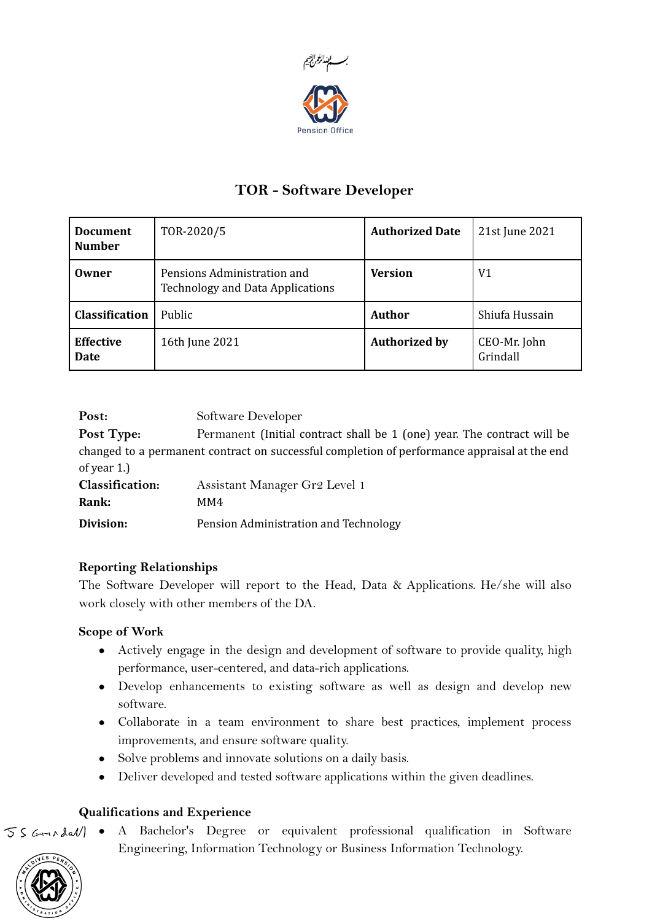بسم الله الرحمن الرحيم

Pension Office

# TOR - Software Developer

| Document Number | TOR-2020/5 | Authorized Date | 21st June 2021 |
|---|---|---|---|
| Owner | Pensions Administration and Technology and Data Applications | Version | V1 |
| Classification | Public | Author | Shiufa Hussain |
| Effective Date | 16th June 2021 | Authorized by | CEO-Mr. John Grindall |

**Post:** Software Developer

**Post Type:** Permanent (Initial contract shall be 1 (one) year. The contract will be changed to a permanent contract on successful completion of performance appraisal at the end of year 1.)

**Classification:** Assistant Manager Gr2 Level 1

**Rank:** MM4

**Division:** Pension Administration and Technology

### Reporting Relationships

The Software Developer will report to the Head, Data & Applications. He/she will also work closely with other members of the DA.

### Scope of Work

- Actively engage in the design and development of software to provide quality, high performance, user-centered, and data-rich applications.
- Develop enhancements to existing software as well as design and develop new software.
- Collaborate in a team environment to share best practices, implement process improvements, and ensure software quality.
- Solve problems and innovate solutions on a daily basis.
- Deliver developed and tested software applications within the given deadlines.

### Qualifications and Experience

- A Bachelor's Degree or equivalent professional qualification in Software Engineering, Information Technology or Business Information Technology.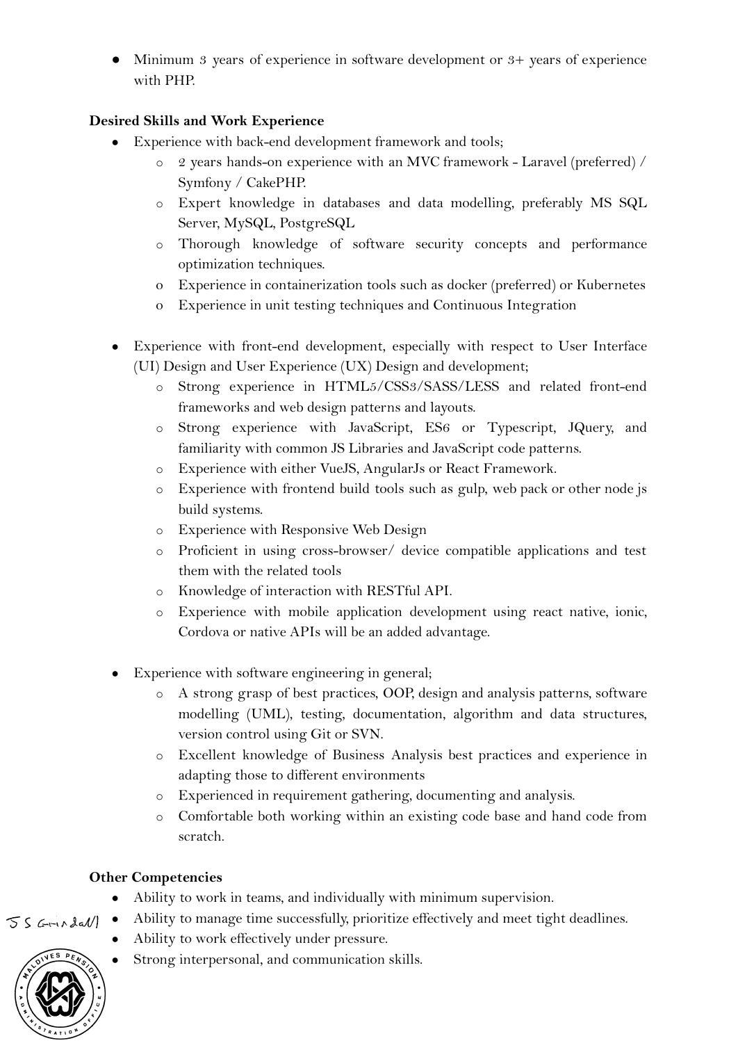- Minimum 3 years of experience in software development or 3+ years of experience with PHP.

**Desired Skills and Work Experience**

- Experience with back-end development framework and tools;
  - 2 years hands-on experience with an MVC framework - Laravel (preferred) / Symfony / CakePHP.
  - Expert knowledge in databases and data modelling, preferably MS SQL Server, MySQL, PostgreSQL
  - Thorough knowledge of software security concepts and performance optimization techniques.
  - Experience in containerization tools such as docker (preferred) or Kubernetes
  - Experience in unit testing techniques and Continuous Integration

- Experience with front-end development, especially with respect to User Interface (UI) Design and User Experience (UX) Design and development;
  - Strong experience in HTML5/CSS3/SASS/LESS and related front-end frameworks and web design patterns and layouts.
  - Strong experience with JavaScript, ES6 or Typescript, JQuery, and familiarity with common JS Libraries and JavaScript code patterns.
  - Experience with either VueJS, AngularJs or React Framework.
  - Experience with frontend build tools such as gulp, web pack or other node js build systems.
  - Experience with Responsive Web Design
  - Proficient in using cross-browser/ device compatible applications and test them with the related tools
  - Knowledge of interaction with RESTful API.
  - Experience with mobile application development using react native, ionic, Cordova or native APIs will be an added advantage.

- Experience with software engineering in general;
  - A strong grasp of best practices, OOP, design and analysis patterns, software modelling (UML), testing, documentation, algorithm and data structures, version control using Git or SVN.
  - Excellent knowledge of Business Analysis best practices and experience in adapting those to different environments
  - Experienced in requirement gathering, documenting and analysis.
  - Comfortable both working within an existing code base and hand code from scratch.

**Other Competencies**

- Ability to work in teams, and individually with minimum supervision.
- Ability to manage time successfully, prioritize effectively and meet tight deadlines.
- Ability to work effectively under pressure.
- Strong interpersonal, and communication skills.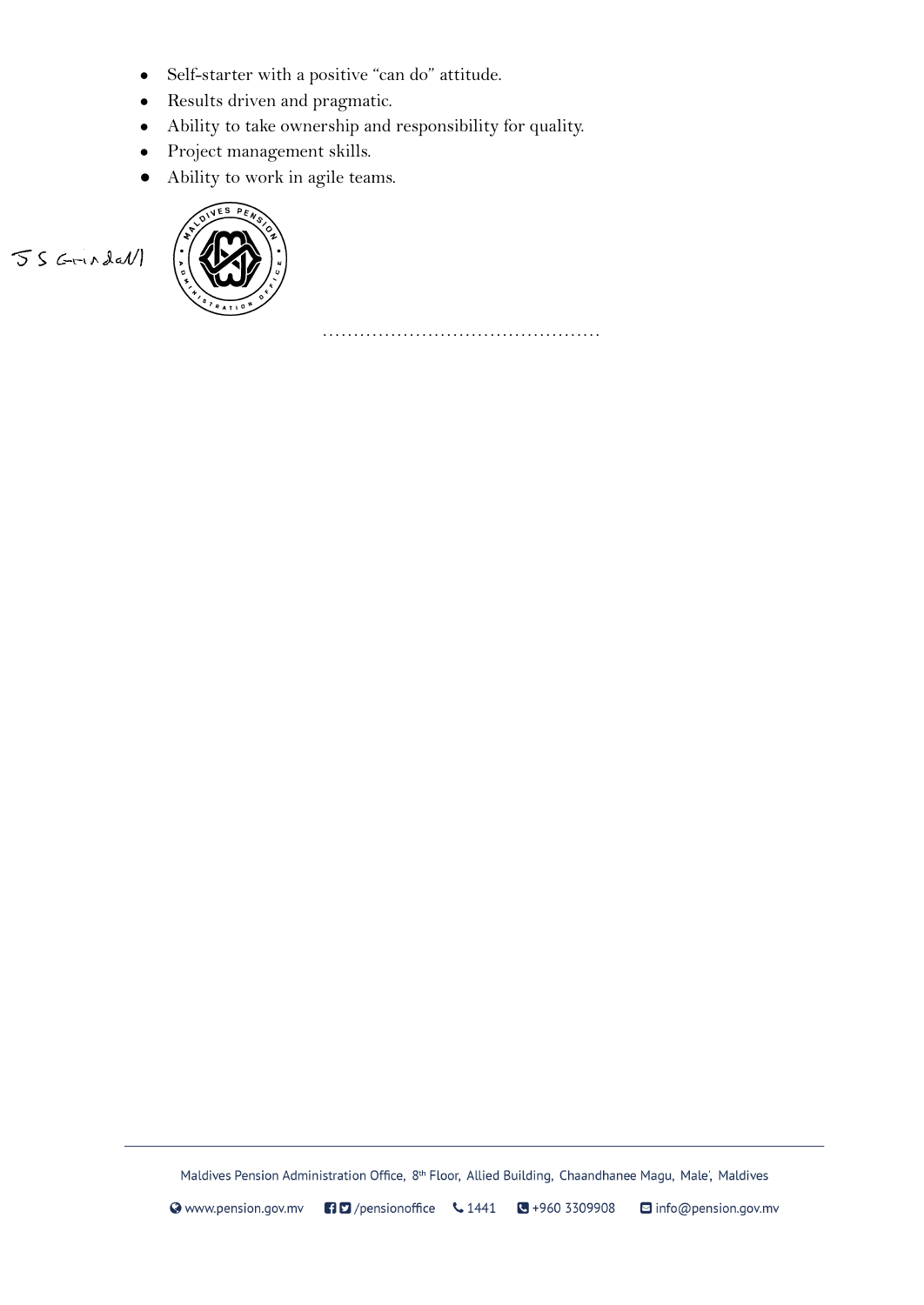- Self-starter with a positive "can do" attitude.
- Results driven and pragmatic.
- Ability to take ownership and responsibility for quality.
- Project management skills.
- Ability to work in agile teams.

J S Grindall

............................................